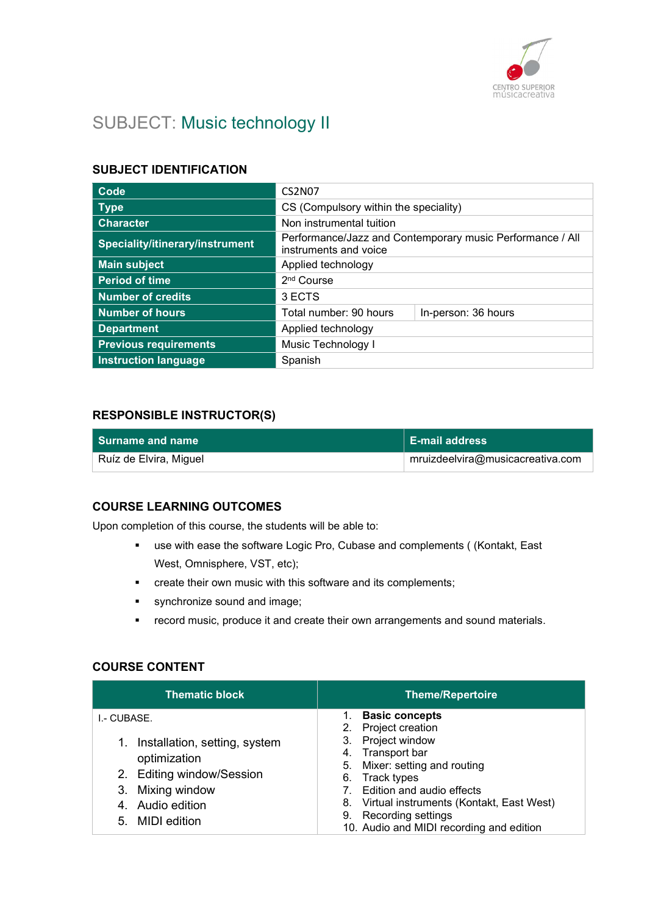# SUBJECT: Music technology II

## SUBJECT IDENTIFICATION

| | | |
|---|---|---|
| **Code** | CS2N07 | |
| **Type** | CS (Compulsory within the speciality) | |
| **Character** | Non instrumental tuition | |
| **Speciality/itinerary/instrument** | Performance/Jazz and Contemporary music Performance / All instruments and voice | |
| **Main subject** | Applied technology | |
| **Period of time** | 2nd Course | |
| **Number of credits** | 3 ECTS | |
| **Number of hours** | Total number: 90 hours | In-person: 36 hours |
| **Department** | Applied technology | |
| **Previous requirements** | Music Technology I | |
| **Instruction language** | Spanish | |

## RESPONSIBLE INSTRUCTOR(S)

| Surname and name | E-mail address |
|---|---|
| Ruíz de Elvira, Miguel | mruizdeelvira@musicacreativa.com |

## COURSE LEARNING OUTCOMES

Upon completion of this course, the students will be able to:

- use with ease the software Logic Pro, Cubase and complements ( (Kontakt, East West, Omnisphere, VST, etc);
- create their own music with this software and its complements;
- synchronize sound and image;
- record music, produce it and create their own arrangements and sound materials.

## COURSE CONTENT

| Thematic block | Theme/Repertoire |
|---|---|
| I.- CUBASE.<br>1. Installation, setting, system optimization<br>2. Editing window/Session<br>3. Mixing window<br>4. Audio edition<br>5. MIDI edition | 1. **Basic concepts**<br>2. Project creation<br>3. Project window<br>4. Transport bar<br>5. Mixer: setting and routing<br>6. Track types<br>7. Edition and audio effects<br>8. Virtual instruments (Kontakt, East West)<br>9. Recording settings<br>10. Audio and MIDI recording and edition |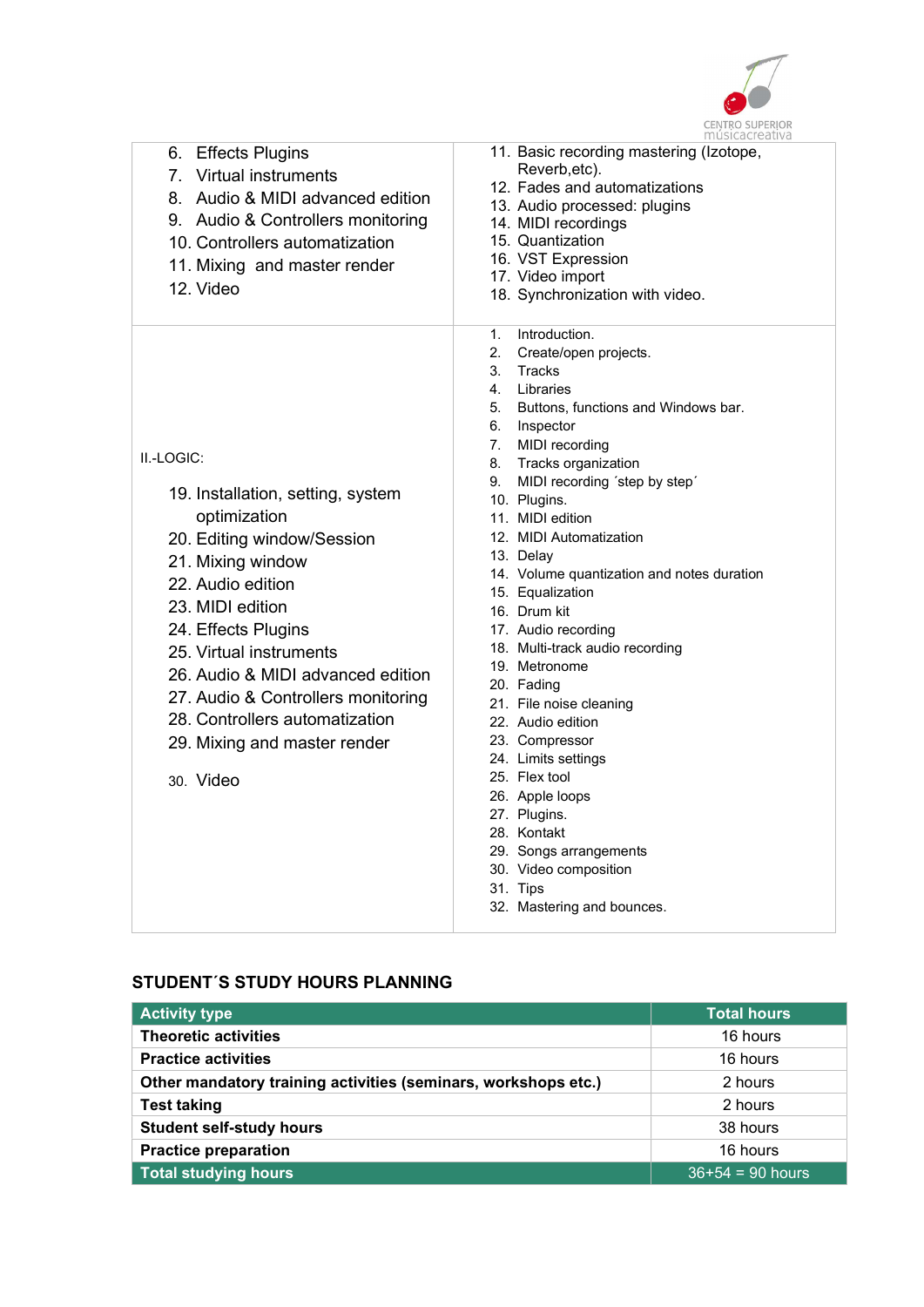| | |
|---|---|
| 6. Effects Plugins<br>7. Virtual instruments<br>8. Audio & MIDI advanced edition<br>9. Audio & Controllers monitoring<br>10. Controllers automatization<br>11. Mixing and master render<br>12. Video | 11. Basic recording mastering (Izotope, Reverb,etc).<br>12. Fades and automatizations<br>13. Audio processed: plugins<br>14. MIDI recordings<br>15. Quantization<br>16. VST Expression<br>17. Video import<br>18. Synchronization with video. |
| II.-LOGIC:<br><br>19. Installation, setting, system optimization<br>20. Editing window/Session<br>21. Mixing window<br>22. Audio edition<br>23. MIDI edition<br>24. Effects Plugins<br>25. Virtual instruments<br>26. Audio & MIDI advanced edition<br>27. Audio & Controllers monitoring<br>28. Controllers automatization<br>29. Mixing and master render<br>30. Video | 1. Introduction.<br>2. Create/open projects.<br>3. Tracks<br>4. Libraries<br>5. Buttons, functions and Windows bar.<br>6. Inspector<br>7. MIDI recording<br>8. Tracks organization<br>9. MIDI recording ´step by step´<br>10. Plugins.<br>11. MIDI edition<br>12. MIDI Automatization<br>13. Delay<br>14. Volume quantization and notes duration<br>15. Equalization<br>16. Drum kit<br>17. Audio recording<br>18. Multi-track audio recording<br>19. Metronome<br>20. Fading<br>21. File noise cleaning<br>22. Audio edition<br>23. Compressor<br>24. Limits settings<br>25. Flex tool<br>26. Apple loops<br>27. Plugins.<br>28. Kontakt<br>29. Songs arrangements<br>30. Video composition<br>31. Tips<br>32. Mastering and bounces. |

## STUDENT´S STUDY HOURS PLANNING

| Activity type | Total hours |
|---|---|
| **Theoretic activities** | 16 hours |
| **Practice activities** | 16 hours |
| **Other mandatory training activities (seminars, workshops etc.)** | 2 hours |
| **Test taking** | 2 hours |
| **Student self-study hours** | 38 hours |
| **Practice preparation** | 16 hours |
| **Total studying hours** | 36+54 = 90 hours |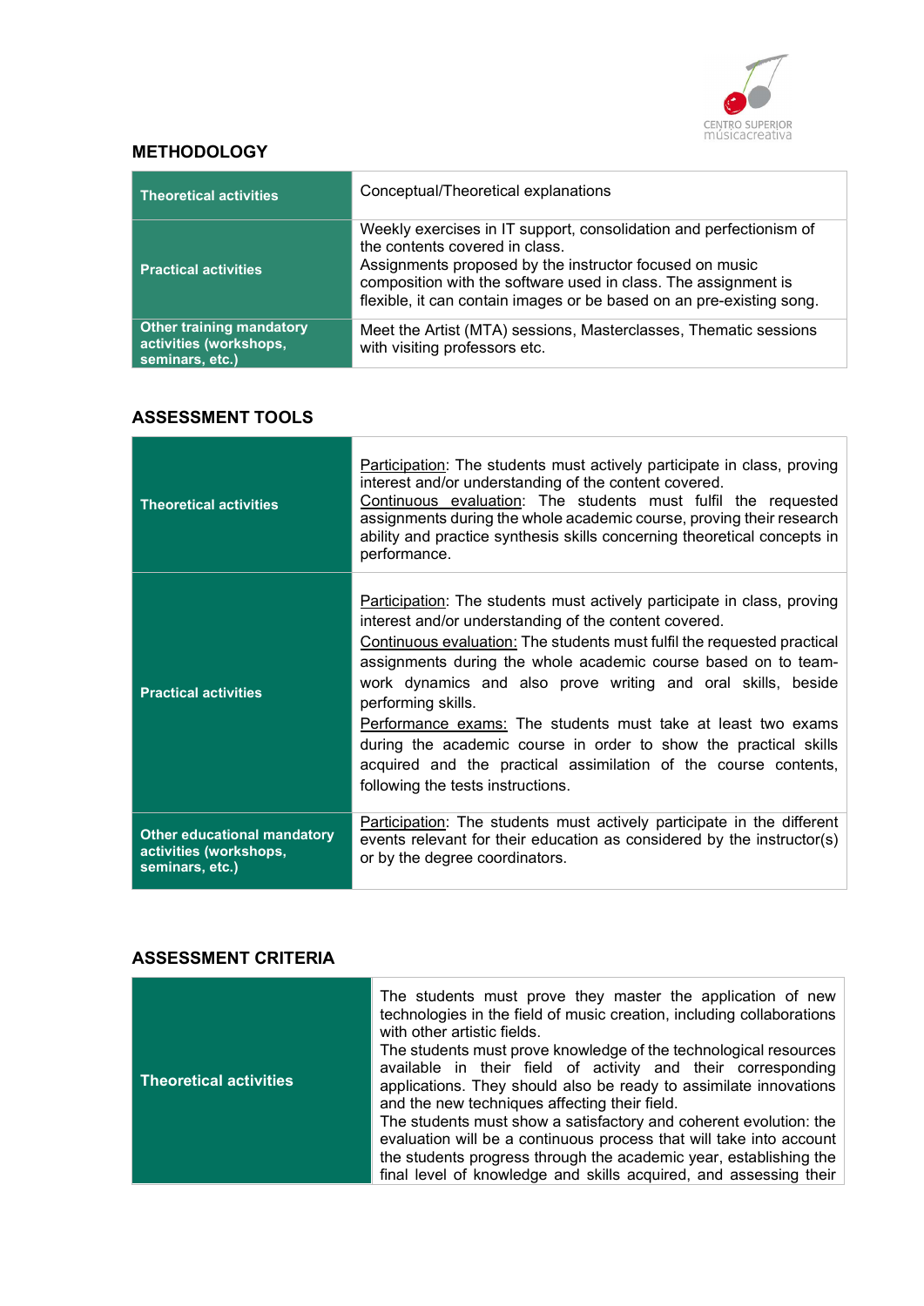## METHODOLOGY

| | |
|---|---|
| **Theoretical activities** | Conceptual/Theoretical explanations |
| **Practical activities** | Weekly exercises in IT support, consolidation and perfectionism of the contents covered in class.<br>Assignments proposed by the instructor focused on music composition with the software used in class. The assignment is flexible, it can contain images or be based on an pre-existing song. |
| **Other training mandatory activities (workshops, seminars, etc.)** | Meet the Artist (MTA) sessions, Masterclasses, Thematic sessions with visiting professors etc. |

## ASSESSMENT TOOLS

| | |
|---|---|
| **Theoretical activities** | Participation: The students must actively participate in class, proving interest and/or understanding of the content covered.<br>Continuous evaluation: The students must fulfil the requested assignments during the whole academic course, proving their research ability and practice synthesis skills concerning theoretical concepts in performance. |
| **Practical activities** | Participation: The students must actively participate in class, proving interest and/or understanding of the content covered.<br>Continuous evaluation: The students must fulfil the requested practical assignments during the whole academic course based on to team-work dynamics and also prove writing and oral skills, beside performing skills.<br>Performance exams: The students must take at least two exams during the academic course in order to show the practical skills acquired and the practical assimilation of the course contents, following the tests instructions. |
| **Other educational mandatory activities (workshops, seminars, etc.)** | Participation: The students must actively participate in the different events relevant for their education as considered by the instructor(s) or by the degree coordinators. |

## ASSESSMENT CRITERIA

| | |
|---|---|
| **Theoretical activities** | The students must prove they master the application of new technologies in the field of music creation, including collaborations with other artistic fields.<br>The students must prove knowledge of the technological resources available in their field of activity and their corresponding applications. They should also be ready to assimilate innovations and the new techniques affecting their field.<br>The students must show a satisfactory and coherent evolution: the evaluation will be a continuous process that will take into account the students progress through the academic year, establishing the final level of knowledge and skills acquired, and assessing their |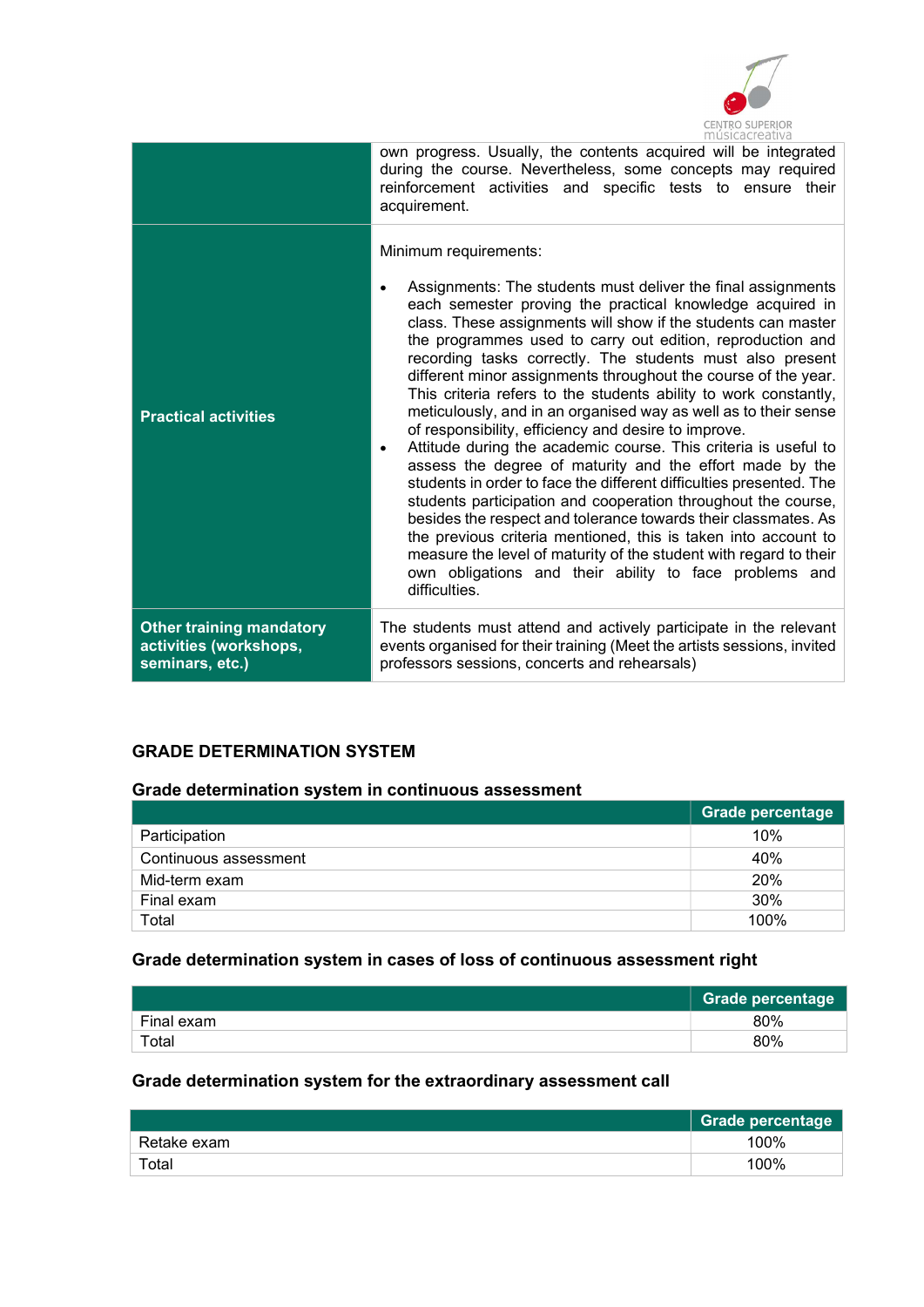| | |
|---|---|
| | own progress. Usually, the contents acquired will be integrated during the course. Nevertheless, some concepts may required reinforcement activities and specific tests to ensure their acquirement. |
| **Practical activities** | Minimum requirements:<br><br>• Assignments: The students must deliver the final assignments each semester proving the practical knowledge acquired in class. These assignments will show if the students can master the programmes used to carry out edition, reproduction and recording tasks correctly. The students must also present different minor assignments throughout the course of the year. This criteria refers to the students ability to work constantly, meticulously, and in an organised way as well as to their sense of responsibility, efficiency and desire to improve.<br>• Attitude during the academic course. This criteria is useful to assess the degree of maturity and the effort made by the students in order to face the different difficulties presented. The students participation and cooperation throughout the course, besides the respect and tolerance towards their classmates. As the previous criteria mentioned, this is taken into account to measure the level of maturity of the student with regard to their own obligations and their ability to face problems and difficulties. |
| **Other training mandatory activities (workshops, seminars, etc.)** | The students must attend and actively participate in the relevant events organised for their training (Meet the artists sessions, invited professors sessions, concerts and rehearsals) |

## GRADE DETERMINATION SYSTEM

### Grade determination system in continuous assessment

| | Grade percentage |
|---|---|
| Participation | 10% |
| Continuous assessment | 40% |
| Mid-term exam | 20% |
| Final exam | 30% |
| Total | 100% |

### Grade determination system in cases of loss of continuous assessment right

| | Grade percentage |
|---|---|
| Final exam | 80% |
| Total | 80% |

### Grade determination system for the extraordinary assessment call

| | Grade percentage |
|---|---|
| Retake exam | 100% |
| Total | 100% |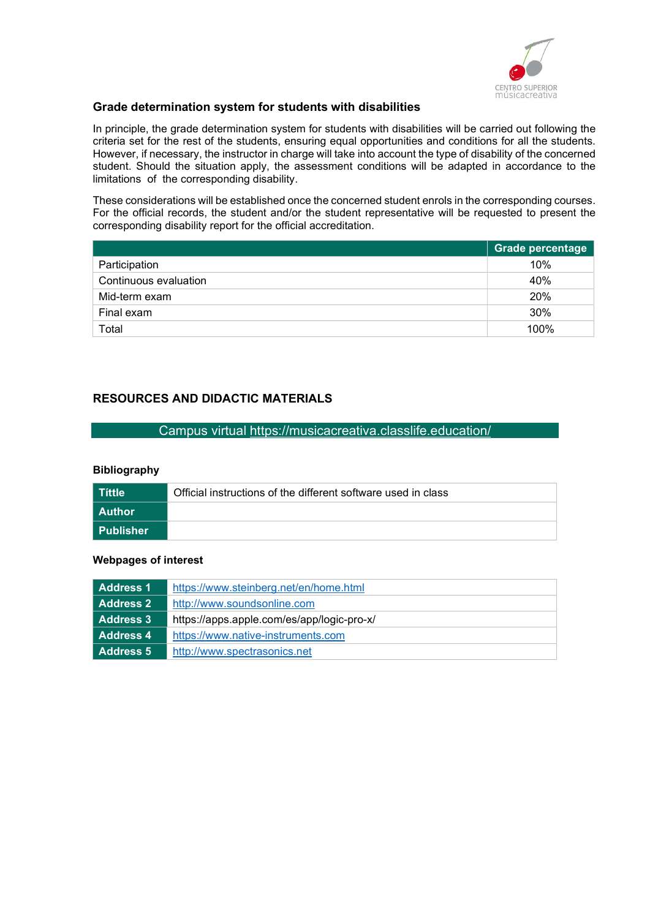### Grade determination system for students with disabilities

In principle, the grade determination system for students with disabilities will be carried out following the criteria set for the rest of the students, ensuring equal opportunities and conditions for all the students. However, if necessary, the instructor in charge will take into account the type of disability of the concerned student. Should the situation apply, the assessment conditions will be adapted in accordance to the limitations of the corresponding disability.

These considerations will be established once the concerned student enrols in the corresponding courses. For the official records, the student and/or the student representative will be requested to present the corresponding disability report for the official accreditation.

| | Grade percentage |
|---|---|
| Participation | 10% |
| Continuous evaluation | 40% |
| Mid-term exam | 20% |
| Final exam | 30% |
| Total | 100% |

## RESOURCES AND DIDACTIC MATERIALS

Campus virtual https://musicacreativa.classlife.education/

### Bibliography

| | |
|---|---|
| **Tittle** | Official instructions of the different software used in class |
| **Author** | |
| **Publisher** | |

### Webpages of interest

| | |
|---|---|
| **Address 1** | https://www.steinberg.net/en/home.html |
| **Address 2** | http://www.soundsonline.com |
| **Address 3** | https://apps.apple.com/es/app/logic-pro-x/ |
| **Address 4** | https://www.native-instruments.com |
| **Address 5** | http://www.spectrasonics.net |